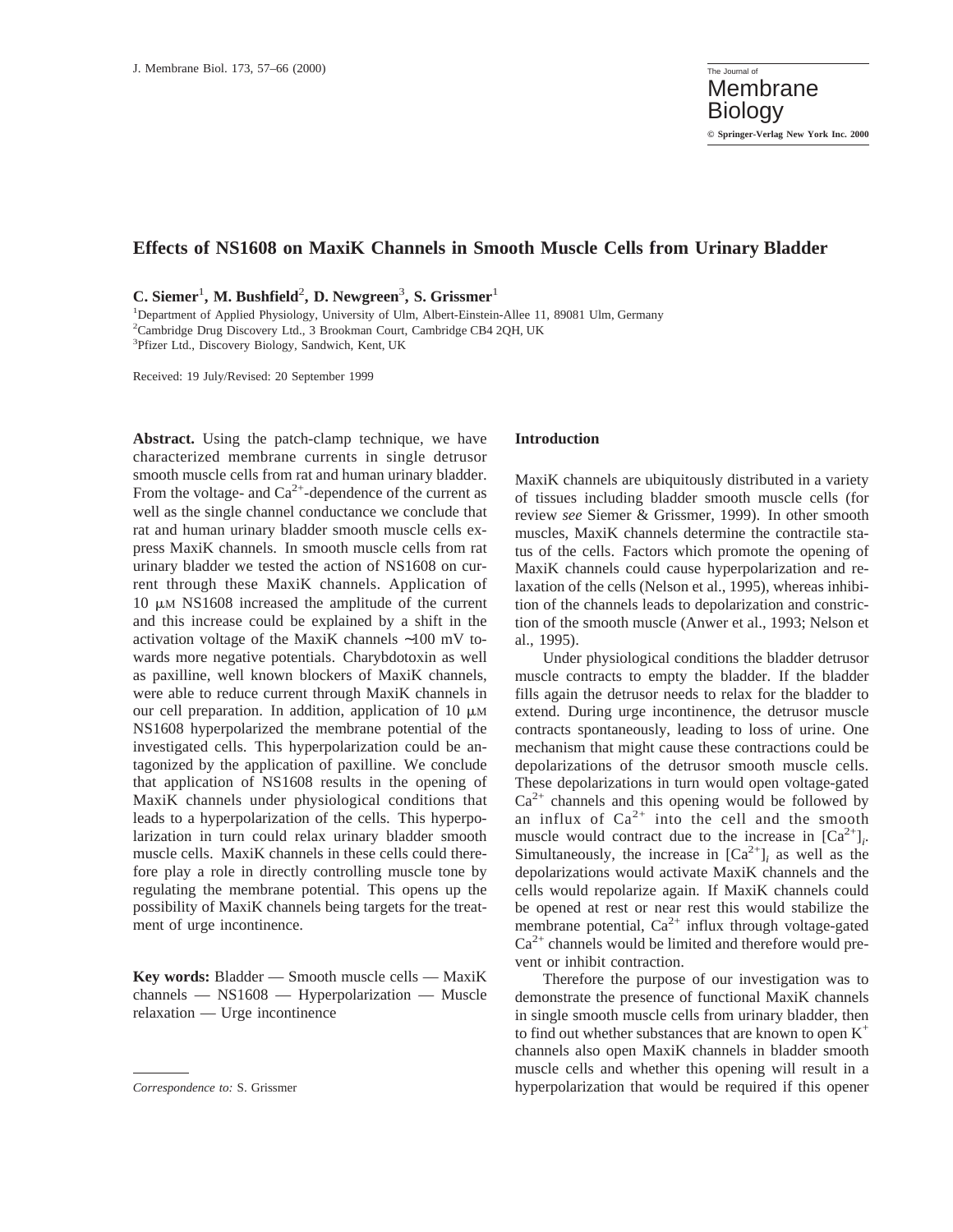# Effects of NS1608 on MaxiK Channels in Smooth Muscle Cells from Urinary Bladder

**C. Siemer[1], M. Bushfield[2], D. Newgreen[3], S. Grissmer[1]**

[1]Department of Applied Physiology, University of Ulm, Albert-Einstein-Allee 11, 89081 Ulm, Germany
[2]Cambridge Drug Discovery Ltd., 3 Brookman Court, Cambridge CB4 2QH, UK
[3]Pfizer Ltd., Discovery Biology, Sandwich, Kent, UK

Received: 19 July/Revised: 20 September 1999

**Abstract.** Using the patch-clamp technique, we have characterized membrane currents in single detrusor smooth muscle cells from rat and human urinary bladder. From the voltage- and $Ca^{2+}$-dependence of the current as well as the single channel conductance we conclude that rat and human urinary bladder smooth muscle cells express MaxiK channels. In smooth muscle cells from rat urinary bladder we tested the action of NS1608 on current through these MaxiK channels. Application of 10 μM NS1608 increased the amplitude of the current and this increase could be explained by a shift in the activation voltage of the MaxiK channels ∼100 mV towards more negative potentials. Charybdotoxin as well as paxilline, well known blockers of MaxiK channels, were able to reduce current through MaxiK channels in our cell preparation. In addition, application of 10 μM NS1608 hyperpolarized the membrane potential of the investigated cells. This hyperpolarization could be antagonized by the application of paxilline. We conclude that application of NS1608 results in the opening of MaxiK channels under physiological conditions that leads to a hyperpolarization of the cells. This hyperpolarization in turn could relax urinary bladder smooth muscle cells. MaxiK channels in these cells could therefore play a role in directly controlling muscle tone by regulating the membrane potential. This opens up the possibility of MaxiK channels being targets for the treatment of urge incontinence.

**Key words:** Bladder — Smooth muscle cells — MaxiK channels — NS1608 — Hyperpolarization — Muscle relaxation — Urge incontinence

*Correspondence to:* S. Grissmer

## Introduction

MaxiK channels are ubiquitously distributed in a variety of tissues including bladder smooth muscle cells (for review *see* Siemer & Grissmer, 1999). In other smooth muscles, MaxiK channels determine the contractile status of the cells. Factors which promote the opening of MaxiK channels could cause hyperpolarization and relaxation of the cells (Nelson et al., 1995), whereas inhibition of the channels leads to depolarization and constriction of the smooth muscle (Anwer et al., 1993; Nelson et al., 1995).

Under physiological conditions the bladder detrusor muscle contracts to empty the bladder. If the bladder fills again the detrusor needs to relax for the bladder to extend. During urge incontinence, the detrusor muscle contracts spontaneously, leading to loss of urine. One mechanism that might cause these contractions could be depolarizations of the detrusor smooth muscle cells. These depolarizations in turn would open voltage-gated $Ca^{2+}$ channels and this opening would be followed by an influx of $Ca^{2+}$ into the cell and the smooth muscle would contract due to the increase in $[Ca^{2+}]_i$. Simultaneously, the increase in $[Ca^{2+}]_i$ as well as the depolarizations would activate MaxiK channels and the cells would repolarize again. If MaxiK channels could be opened at rest or near rest this would stabilize the membrane potential, $Ca^{2+}$ influx through voltage-gated $Ca^{2+}$ channels would be limited and therefore would prevent or inhibit contraction.

Therefore the purpose of our investigation was to demonstrate the presence of functional MaxiK channels in single smooth muscle cells from urinary bladder, then to find out whether substances that are known to open $K^+$ channels also open MaxiK channels in bladder smooth muscle cells and whether this opening will result in a hyperpolarization that would be required if this opener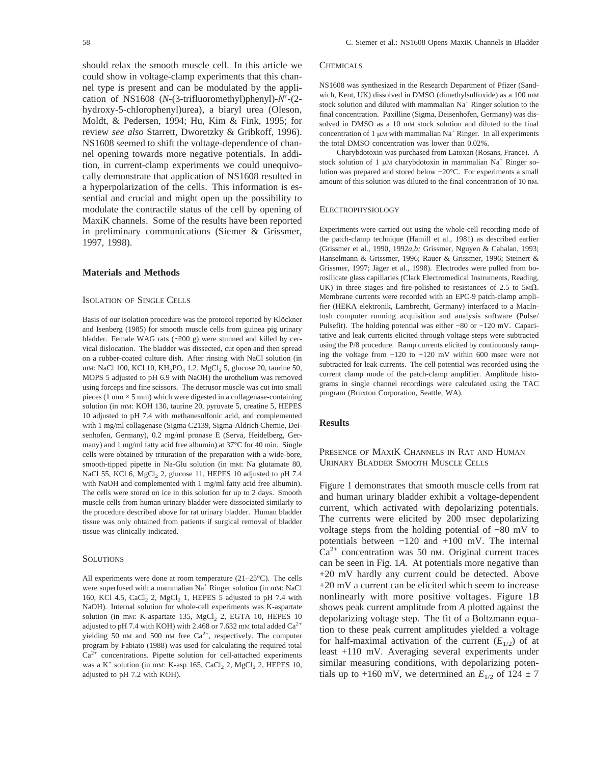should relax the smooth muscle cell. In this article we could show in voltage-clamp experiments that this channel type is present and can be modulated by the application of NS1608 (*N*-(3-trifluoromethyl)phenyl)-*N*′-(2-hydroxy-5-chlorophenyl)urea), a biaryl urea (Oleson, Moldt, & Pedersen, 1994; Hu, Kim & Fink, 1995; for review *see also* Starrett, Dworetzky & Gribkoff, 1996). NS1608 seemed to shift the voltage-dependence of channel opening towards more negative potentials. In addition, in current-clamp experiments we could unequivocally demonstrate that application of NS1608 resulted in a hyperpolarization of the cells. This information is essential and crucial and might open up the possibility to modulate the contractile status of the cell by opening of MaxiK channels. Some of the results have been reported in preliminary communications (Siemer & Grissmer, 1997, 1998).

## Materials and Methods

### Isolation of Single Cells

Basis of our isolation procedure was the protocol reported by Klöckner and Isenberg (1985) for smooth muscle cells from guinea pig urinary bladder. Female WAG rats (∼200 g) were stunned and killed by cervical dislocation. The bladder was dissected, cut open and then spread on a rubber-coated culture dish. After rinsing with NaCl solution (in mM: NaCl 100, KCl 10, $KH_2PO_4$ 1.2, $MgCl_2$ 5, glucose 20, taurine 50, MOPS 5 adjusted to pH 6.9 with NaOH) the urothelium was removed using forceps and fine scissors. The detrusor muscle was cut into small pieces (1 mm × 5 mm) which were digested in a collagenase-containing solution (in mM: KOH 130, taurine 20, pyruvate 5, creatine 5, HEPES 10 adjusted to pH 7.4 with methanesulfonic acid, and complemented with 1 mg/ml collagenase (Sigma C2139, Sigma-Aldrich Chemie, Deisenhofen, Germany), 0.2 mg/ml pronase E (Serva, Heidelberg, Germany) and 1 mg/ml fatty acid free albumin) at 37°C for 40 min. Single cells were obtained by trituration of the preparation with a wide-bore, smooth-tipped pipette in Na-Glu solution (in mM: Na glutamate 80, NaCl 55, KCl 6, $MgCl_2$ 2, glucose 11, HEPES 10 adjusted to pH 7.4 with NaOH and complemented with 1 mg/ml fatty acid free albumin). The cells were stored on ice in this solution for up to 2 days. Smooth muscle cells from human urinary bladder were dissociated similarly to the procedure described above for rat urinary bladder. Human bladder tissue was only obtained from patients if surgical removal of bladder tissue was clinically indicated.

### Solutions

All experiments were done at room temperature (21–25°C). The cells were superfused with a mammalian $Na^+$ Ringer solution (in mM: NaCl 160, KCl 4.5, $CaCl_2$ 2, $MgCl_2$ 1, HEPES 5 adjusted to pH 7.4 with NaOH). Internal solution for whole-cell experiments was K-aspartate solution (in mM: K-aspartate 135, $MgCl_2$ 2, EGTA 10, HEPES 10 adjusted to pH 7.4 with KOH) with 2.468 or 7.632 mM total added $Ca^{2+}$ yielding 50 nM and 500 nM free $Ca^{2+}$, respectively. The computer program by Fabiato (1988) was used for calculating the required total $Ca^{2+}$ concentrations. Pipette solution for cell-attached experiments was a $K^+$ solution (in mM: K-asp 165, $CaCl_2$ 2, $MgCl_2$ 2, HEPES 10, adjusted to pH 7.2 with KOH).

### Chemicals

NS1608 was synthesized in the Research Department of Pfizer (Sandwich, Kent, UK) dissolved in DMSO (dimethylsulfoxide) as a 100 mM stock solution and diluted with mammalian $Na^+$ Ringer solution to the final concentration. Paxilline (Sigma, Deisenhofen, Germany) was dissolved in DMSO as a 10 mM stock solution and diluted to the final concentration of 1 μM with mammalian $Na^+$ Ringer. In all experiments the total DMSO concentration was lower than 0.02%.

Charybdotoxin was purchased from Latoxan (Rosans, France). A stock solution of 1 μM charybdotoxin in mammalian $Na^+$ Ringer solution was prepared and stored below −20°C. For experiments a small amount of this solution was diluted to the final concentration of 10 nM.

### Electrophysiology

Experiments were carried out using the whole-cell recording mode of the patch-clamp technique (Hamill et al., 1981) as described earlier (Grissmer et al., 1990, 1992*a,b;* Grissmer, Nguyen & Cahalan, 1993; Hanselmann & Grissmer, 1996; Rauer & Grissmer, 1996; Steinert & Grissmer, 1997; Jäger et al., 1998). Electrodes were pulled from borosilicate glass capillaries (Clark Electromedical Instruments, Reading, UK) in three stages and fire-polished to resistances of 2.5 to 5MΩ. Membrane currents were recorded with an EPC-9 patch-clamp amplifier (HEKA elektronik, Lambrecht, Germany) interfaced to a MacIntosh computer running acquisition and analysis software (Pulse/Pulsefit). The holding potential was either −80 or −120 mV. Capacitative and leak currents elicited through voltage steps were subtracted using the P/8 procedure. Ramp currents elicited by continuously ramping the voltage from −120 to +120 mV within 600 msec were not subtracted for leak currents. The cell potential was recorded using the current clamp mode of the patch-clamp amplifier. Amplitude histograms in single channel recordings were calculated using the TAC program (Bruxton Corporation, Seattle, WA).

## Results

### Presence of MaxiK Channels in Rat and Human Urinary Bladder Smooth Muscle Cells

Figure 1 demonstrates that smooth muscle cells from rat and human urinary bladder exhibit a voltage-dependent current, which activated with depolarizing potentials. The currents were elicited by 200 msec depolarizing voltage steps from the holding potential of −80 mV to potentials between −120 and +100 mV. The internal $Ca^{2+}$ concentration was 50 nM. Original current traces can be seen in Fig. 1*A.* At potentials more negative than +20 mV hardly any current could be detected. Above +20 mV a current can be elicited which seem to increase nonlinearly with more positive voltages. Figure 1*B* shows peak current amplitude from *A* plotted against the depolarizing voltage step. The fit of a Boltzmann equation to these peak current amplitudes yielded a voltage for half-maximal activation of the current ($E_{1/2}$) of at least +110 mV. Averaging several experiments under similar measuring conditions, with depolarizing potentials up to +160 mV, we determined an $E_{1/2}$ of 124 ± 7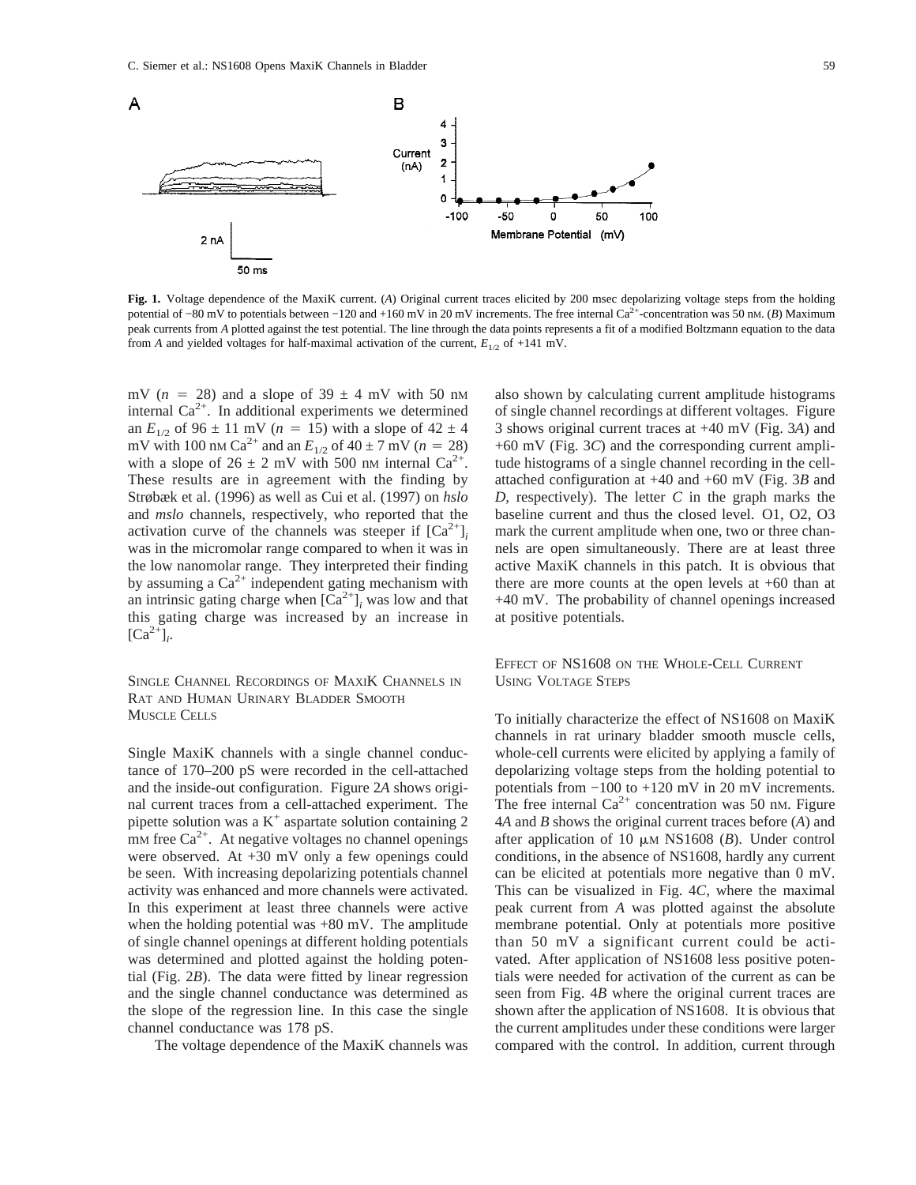**Fig. 1.** Voltage dependence of the MaxiK current. (*A*) Original current traces elicited by 200 msec depolarizing voltage steps from the holding potential of −80 mV to potentials between −120 and +160 mV in 20 mV increments. The free internal $Ca^{2+}$-concentration was 50 nM. (*B*) Maximum peak currents from *A* plotted against the test potential. The line through the data points represents a fit of a modified Boltzmann equation to the data from *A* and yielded voltages for half-maximal activation of the current, $E_{1/2}$ of +141 mV.

mV ($n = 28$) and a slope of 39 ± 4 mV with 50 nM internal $Ca^{2+}$. In additional experiments we determined an $E_{1/2}$ of 96 ± 11 mV ($n = 15$) with a slope of 42 ± 4 mV with 100 nM $Ca^{2+}$ and an $E_{1/2}$ of 40 ± 7 mV ($n = 28$) with a slope of 26 ± 2 mV with 500 nM internal $Ca^{2+}$. These results are in agreement with the finding by Strøbæk et al. (1996) as well as Cui et al. (1997) on *hslo* and *mslo* channels, respectively, who reported that the activation curve of the channels was steeper if $[Ca^{2+}]_i$ was in the micromolar range compared to when it was in the low nanomolar range. They interpreted their finding by assuming a $Ca^{2+}$ independent gating mechanism with an intrinsic gating charge when $[Ca^{2+}]_i$ was low and that this gating charge was increased by an increase in $[Ca^{2+}]_i$.

## Single Channel Recordings of MaxiK Channels in Rat and Human Urinary Bladder Smooth Muscle Cells

Single MaxiK channels with a single channel conductance of 170–200 pS were recorded in the cell-attached and the inside-out configuration. Figure 2*A* shows original current traces from a cell-attached experiment. The pipette solution was a $K^+$ aspartate solution containing 2 mM free $Ca^{2+}$. At negative voltages no channel openings were observed. At +30 mV only a few openings could be seen. With increasing depolarizing potentials channel activity was enhanced and more channels were activated. In this experiment at least three channels were active when the holding potential was +80 mV. The amplitude of single channel openings at different holding potentials was determined and plotted against the holding potential (Fig. 2*B*). The data were fitted by linear regression and the single channel conductance was determined as the slope of the regression line. In this case the single channel conductance was 178 pS.

The voltage dependence of the MaxiK channels was also shown by calculating current amplitude histograms of single channel recordings at different voltages. Figure 3 shows original current traces at +40 mV (Fig. 3*A*) and +60 mV (Fig. 3*C*) and the corresponding current amplitude histograms of a single channel recording in the cell-attached configuration at +40 and +60 mV (Fig. 3*B* and *D*, respectively). The letter *C* in the graph marks the baseline current and thus the closed level. O1, O2, O3 mark the current amplitude when one, two or three channels are open simultaneously. There are at least three active MaxiK channels in this patch. It is obvious that there are more counts at the open levels at +60 than at +40 mV. The probability of channel openings increased at positive potentials.

## Effect of NS1608 on the Whole-Cell Current Using Voltage Steps

To initially characterize the effect of NS1608 on MaxiK channels in rat urinary bladder smooth muscle cells, whole-cell currents were elicited by applying a family of depolarizing voltage steps from the holding potential to potentials from −100 to +120 mV in 20 mV increments. The free internal $Ca^{2+}$ concentration was 50 nM. Figure 4*A* and *B* shows the original current traces before (*A*) and after application of 10 μM NS1608 (*B*). Under control conditions, in the absence of NS1608, hardly any current can be elicited at potentials more negative than 0 mV. This can be visualized in Fig. 4*C*, where the maximal peak current from *A* was plotted against the absolute membrane potential. Only at potentials more positive than 50 mV a significant current could be activated. After application of NS1608 less positive potentials were needed for activation of the current as can be seen from Fig. 4*B* where the original current traces are shown after the application of NS1608. It is obvious that the current amplitudes under these conditions were larger compared with the control. In addition, current through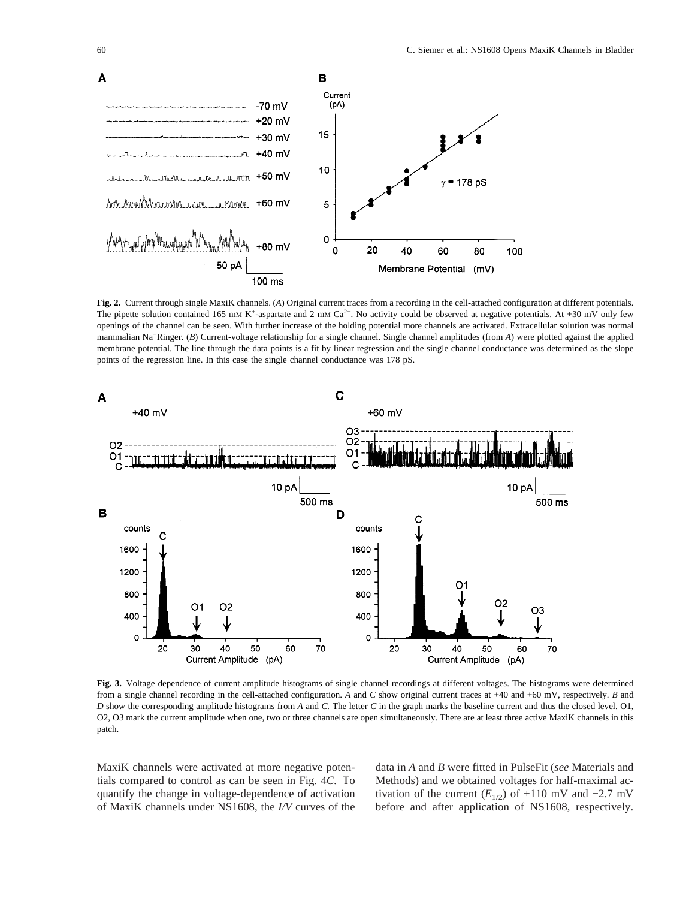**Fig. 2.** Current through single MaxiK channels. (*A*) Original current traces from a recording in the cell-attached configuration at different potentials. The pipette solution contained 165 mM $K^+$-aspartate and 2 mM $Ca^{2+}$. No activity could be observed at negative potentials. At +30 mV only few openings of the channel can be seen. With further increase of the holding potential more channels are activated. Extracellular solution was normal mammalian $Na^+$Ringer. (*B*) Current-voltage relationship for a single channel. Single channel amplitudes (from *A*) were plotted against the applied membrane potential. The line through the data points is a fit by linear regression and the single channel conductance was determined as the slope points of the regression line. In this case the single channel conductance was 178 pS.

**Fig. 3.** Voltage dependence of current amplitude histograms of single channel recordings at different voltages. The histograms were determined from a single channel recording in the cell-attached configuration. *A* and *C* show original current traces at +40 and +60 mV, respectively. *B* and *D* show the corresponding amplitude histograms from *A* and *C.* The letter *C* in the graph marks the baseline current and thus the closed level. O1, O2, O3 mark the current amplitude when one, two or three channels are open simultaneously. There are at least three active MaxiK channels in this patch.

MaxiK channels were activated at more negative potentials compared to control as can be seen in Fig. 4*C.* To quantify the change in voltage-dependence of activation of MaxiK channels under NS1608, the *I/V* curves of the data in *A* and *B* were fitted in PulseFit (*see* Materials and Methods) and we obtained voltages for half-maximal activation of the current ($E_{1/2}$) of +110 mV and −2.7 mV before and after application of NS1608, respectively.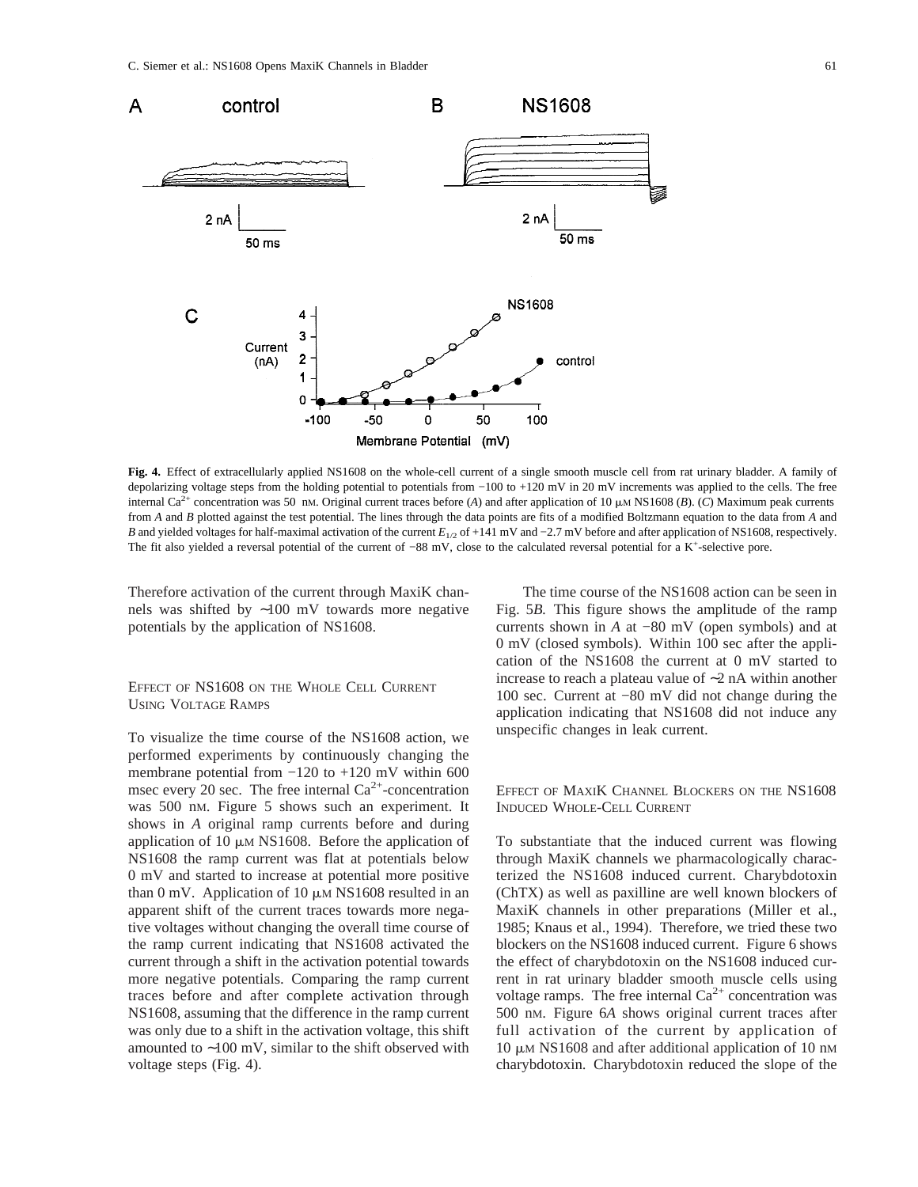**Fig. 4.** Effect of extracellularly applied NS1608 on the whole-cell current of a single smooth muscle cell from rat urinary bladder. A family of depolarizing voltage steps from the holding potential to potentials from −100 to +120 mV in 20 mV increments was applied to the cells. The free internal $Ca^{2+}$ concentration was 50 nM. Original current traces before (*A*) and after application of 10 μM NS1608 (*B*). (*C*) Maximum peak currents from *A* and *B* plotted against the test potential. The lines through the data points are fits of a modified Boltzmann equation to the data from *A* and *B* and yielded voltages for half-maximal activation of the current $E_{1/2}$ of +141 mV and −2.7 mV before and after application of NS1608, respectively. The fit also yielded a reversal potential of the current of −88 mV, close to the calculated reversal potential for a $K^+$-selective pore.

Therefore activation of the current through MaxiK channels was shifted by ∼100 mV towards more negative potentials by the application of NS1608.

### Effect of NS1608 on the Whole Cell Current Using Voltage Ramps

To visualize the time course of the NS1608 action, we performed experiments by continuously changing the membrane potential from −120 to +120 mV within 600 msec every 20 sec. The free internal $Ca^{2+}$-concentration was 500 nM. Figure 5 shows such an experiment. It shows in *A* original ramp currents before and during application of 10 μM NS1608. Before the application of NS1608 the ramp current was flat at potentials below 0 mV and started to increase at potential more positive than 0 mV. Application of 10 μM NS1608 resulted in an apparent shift of the current traces towards more negative voltages without changing the overall time course of the ramp current indicating that NS1608 activated the current through a shift in the activation potential towards more negative potentials. Comparing the ramp current traces before and after complete activation through NS1608, assuming that the difference in the ramp current was only due to a shift in the activation voltage, this shift amounted to ∼100 mV, similar to the shift observed with voltage steps (Fig. 4).

The time course of the NS1608 action can be seen in Fig. 5*B*. This figure shows the amplitude of the ramp currents shown in *A* at −80 mV (open symbols) and at 0 mV (closed symbols). Within 100 sec after the application of the NS1608 the current at 0 mV started to increase to reach a plateau value of ∼2 nA within another 100 sec. Current at −80 mV did not change during the application indicating that NS1608 did not induce any unspecific changes in leak current.

### Effect of MaxiK Channel Blockers on the NS1608 Induced Whole-Cell Current

To substantiate that the induced current was flowing through MaxiK channels we pharmacologically characterized the NS1608 induced current. Charybdotoxin (ChTX) as well as paxilline are well known blockers of MaxiK channels in other preparations (Miller et al., 1985; Knaus et al., 1994). Therefore, we tried these two blockers on the NS1608 induced current. Figure 6 shows the effect of charybdotoxin on the NS1608 induced current in rat urinary bladder smooth muscle cells using voltage ramps. The free internal $Ca^{2+}$ concentration was 500 nM. Figure 6*A* shows original current traces after full activation of the current by application of 10 μM NS1608 and after additional application of 10 nM charybdotoxin. Charybdotoxin reduced the slope of the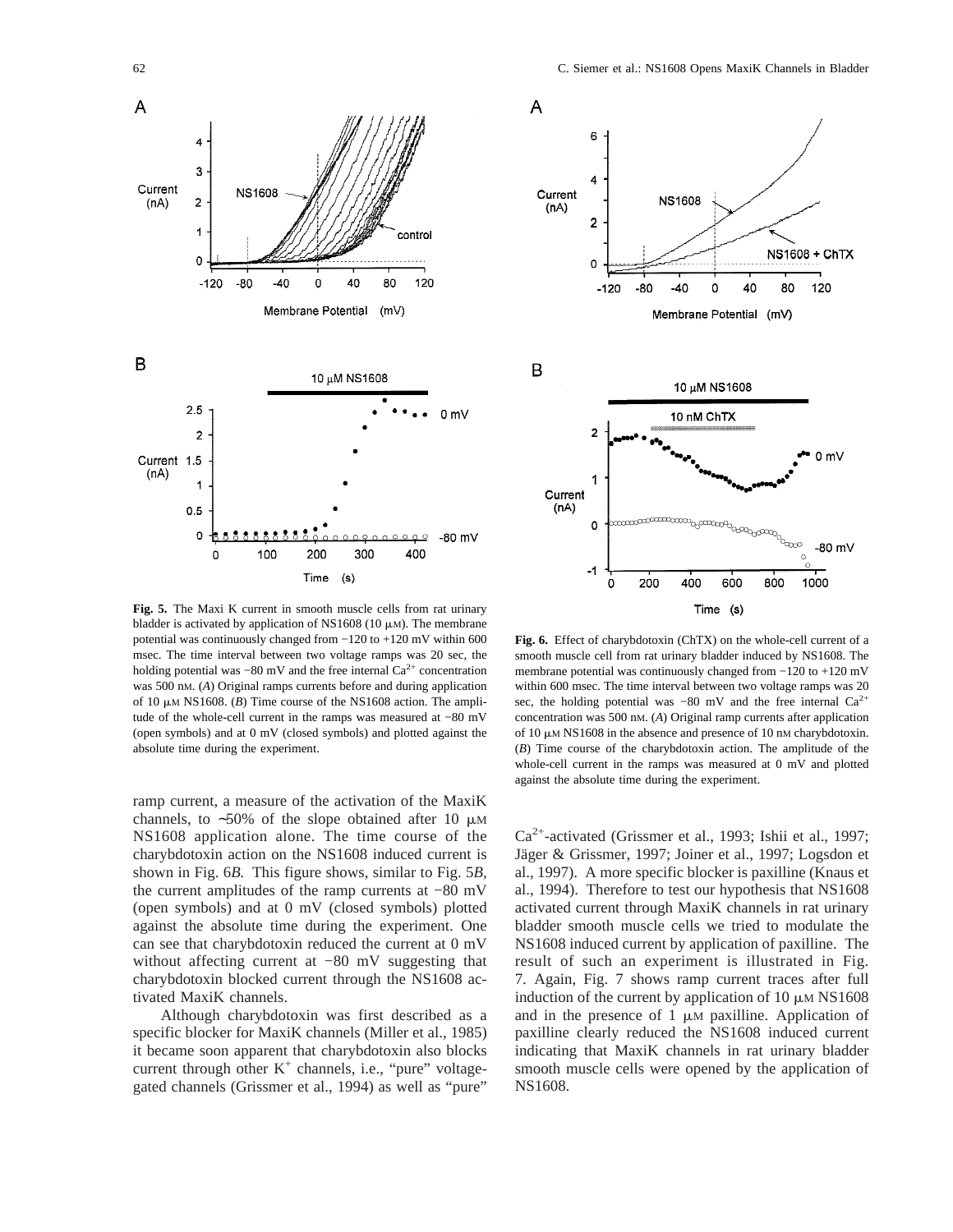**Fig. 5.** The Maxi K current in smooth muscle cells from rat urinary bladder is activated by application of NS1608 (10 μM). The membrane potential was continuously changed from −120 to +120 mV within 600 msec. The time interval between two voltage ramps was 20 sec, the holding potential was −80 mV and the free internal $Ca^{2+}$ concentration was 500 nM. (*A*) Original ramps currents before and during application of 10 μM NS1608. (*B*) Time course of the NS1608 action. The amplitude of the whole-cell current in the ramps was measured at −80 mV (open symbols) and at 0 mV (closed symbols) and plotted against the absolute time during the experiment.

**Fig. 6.** Effect of charybdotoxin (ChTX) on the whole-cell current of a smooth muscle cell from rat urinary bladder induced by NS1608. The membrane potential was continuously changed from −120 to +120 mV within 600 msec. The time interval between two voltage ramps was 20 sec, the holding potential was −80 mV and the free internal $Ca^{2+}$ concentration was 500 nM. (*A*) Original ramp currents after application of 10 μM NS1608 in the absence and presence of 10 nM charybdotoxin. (*B*) Time course of the charybdotoxin action. The amplitude of the whole-cell current in the ramps was measured at 0 mV and plotted against the absolute time during the experiment.

ramp current, a measure of the activation of the MaxiK channels, to ∼50% of the slope obtained after 10 μM NS1608 application alone. The time course of the charybdotoxin action on the NS1608 induced current is shown in Fig. 6*B.* This figure shows, similar to Fig. 5*B,* the current amplitudes of the ramp currents at −80 mV (open symbols) and at 0 mV (closed symbols) plotted against the absolute time during the experiment. One can see that charybdotoxin reduced the current at 0 mV without affecting current at −80 mV suggesting that charybdotoxin blocked current through the NS1608 activated MaxiK channels.

Although charybdotoxin was first described as a specific blocker for MaxiK channels (Miller et al., 1985) it became soon apparent that charybdotoxin also blocks current through other $K^+$ channels, i.e., "pure" voltage-gated channels (Grissmer et al., 1994) as well as "pure" $Ca^{2+}$-activated (Grissmer et al., 1993; Ishii et al., 1997; Jäger & Grissmer, 1997; Joiner et al., 1997; Logsdon et al., 1997). A more specific blocker is paxilline (Knaus et al., 1994). Therefore to test our hypothesis that NS1608 activated current through MaxiK channels in rat urinary bladder smooth muscle cells we tried to modulate the NS1608 induced current by application of paxilline. The result of such an experiment is illustrated in Fig. 7. Again, Fig. 7 shows ramp current traces after full induction of the current by application of 10 μM NS1608 and in the presence of 1 μM paxilline. Application of paxilline clearly reduced the NS1608 induced current indicating that MaxiK channels in rat urinary bladder smooth muscle cells were opened by the application of NS1608.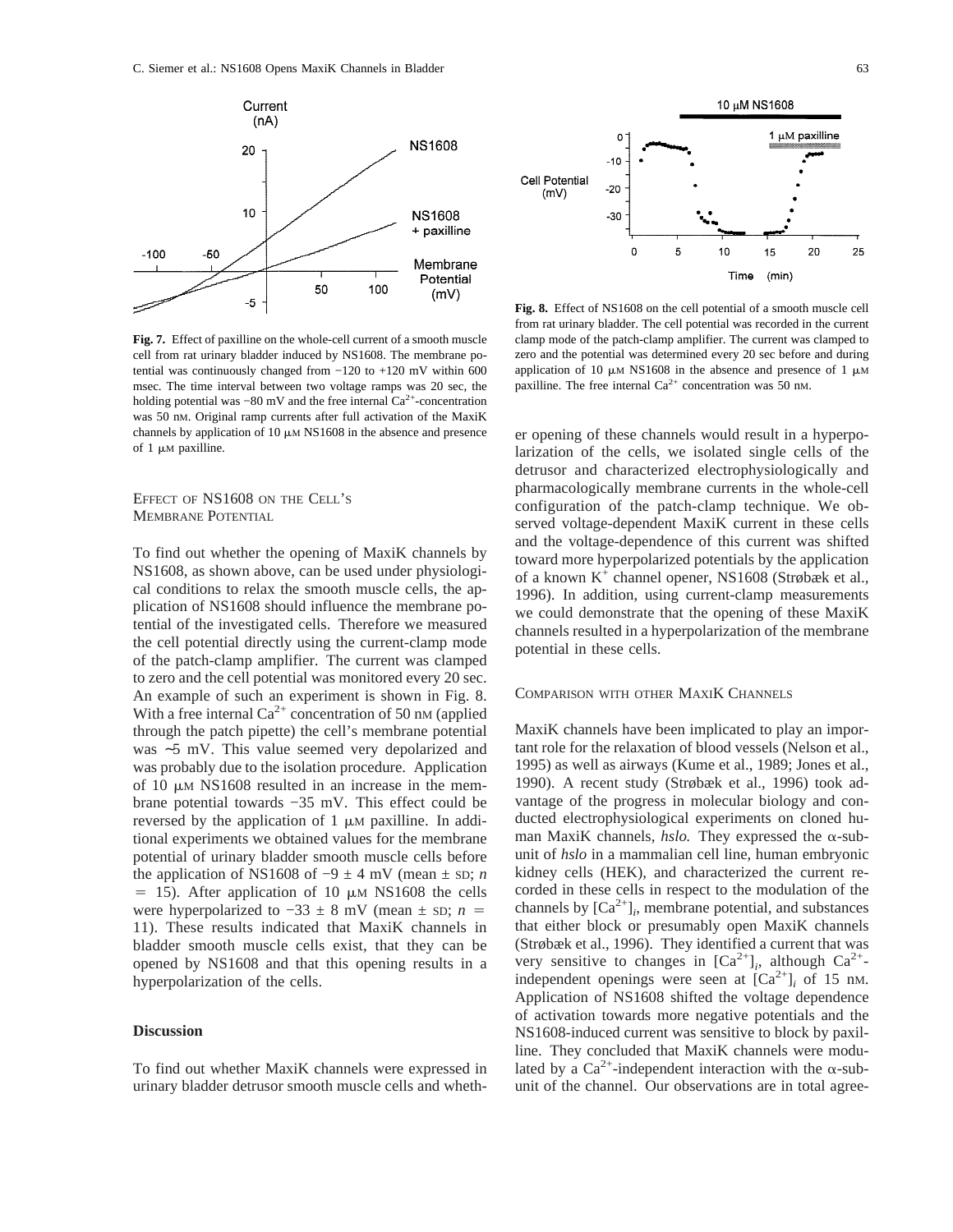**Fig. 7.** Effect of paxilline on the whole-cell current of a smooth muscle cell from rat urinary bladder induced by NS1608. The membrane potential was continuously changed from −120 to +120 mV within 600 msec. The time interval between two voltage ramps was 20 sec, the holding potential was −80 mV and the free internal $Ca^{2+}$-concentration was 50 nM. Original ramp currents after full activation of the MaxiK channels by application of 10 μM NS1608 in the absence and presence of 1 μM paxilline.

**Fig. 8.** Effect of NS1608 on the cell potential of a smooth muscle cell from rat urinary bladder. The cell potential was recorded in the current clamp mode of the patch-clamp amplifier. The current was clamped to zero and the potential was determined every 20 sec before and during application of 10 μM NS1608 in the absence and presence of 1 μM paxilline. The free internal $Ca^{2+}$ concentration was 50 nM.

### Effect of NS1608 on the Cell's Membrane Potential

To find out whether the opening of MaxiK channels by NS1608, as shown above, can be used under physiological conditions to relax the smooth muscle cells, the application of NS1608 should influence the membrane potential of the investigated cells. Therefore we measured the cell potential directly using the current-clamp mode of the patch-clamp amplifier. The current was clamped to zero and the cell potential was monitored every 20 sec. An example of such an experiment is shown in Fig. 8. With a free internal $Ca^{2+}$ concentration of 50 nM (applied through the patch pipette) the cell's membrane potential was ∼5 mV. This value seemed very depolarized and was probably due to the isolation procedure. Application of 10 μM NS1608 resulted in an increase in the membrane potential towards −35 mV. This effect could be reversed by the application of 1 μM paxilline. In additional experiments we obtained values for the membrane potential of urinary bladder smooth muscle cells before the application of NS1608 of −9 ± 4 mV (mean ± SD; $n = 15$). After application of 10 μM NS1608 the cells were hyperpolarized to −33 ± 8 mV (mean ± SD; $n = 11$). These results indicated that MaxiK channels in bladder smooth muscle cells exist, that they can be opened by NS1608 and that this opening results in a hyperpolarization of the cells.

## Discussion

To find out whether MaxiK channels were expressed in urinary bladder detrusor smooth muscle cells and whether opening of these channels would result in a hyperpolarization of the cells, we isolated single cells of the detrusor and characterized electrophysiologically and pharmacologically membrane currents in the whole-cell configuration of the patch-clamp technique. We observed voltage-dependent MaxiK current in these cells and the voltage-dependence of this current was shifted toward more hyperpolarized potentials by the application of a known $K^+$ channel opener, NS1608 (Strøbæk et al., 1996). In addition, using current-clamp measurements we could demonstrate that the opening of these MaxiK channels resulted in a hyperpolarization of the membrane potential in these cells.

### Comparison with other MaxiK Channels

MaxiK channels have been implicated to play an important role for the relaxation of blood vessels (Nelson et al., 1995) as well as airways (Kume et al., 1989; Jones et al., 1990). A recent study (Strøbæk et al., 1996) took advantage of the progress in molecular biology and conducted electrophysiological experiments on cloned human MaxiK channels, *hslo.* They expressed the α-subunit of *hslo* in a mammalian cell line, human embryonic kidney cells (HEK), and characterized the current recorded in these cells in respect to the modulation of the channels by $[Ca^{2+}]_i$, membrane potential, and substances that either block or presumably open MaxiK channels (Strøbæk et al., 1996). They identified a current that was very sensitive to changes in $[Ca^{2+}]_i$, although $Ca^{2+}$-independent openings were seen at $[Ca^{2+}]_i$ of 15 nM. Application of NS1608 shifted the voltage dependence of activation towards more negative potentials and the NS1608-induced current was sensitive to block by paxilline. They concluded that MaxiK channels were modulated by a $Ca^{2+}$-independent interaction with the α-subunit of the channel. Our observations are in total agree-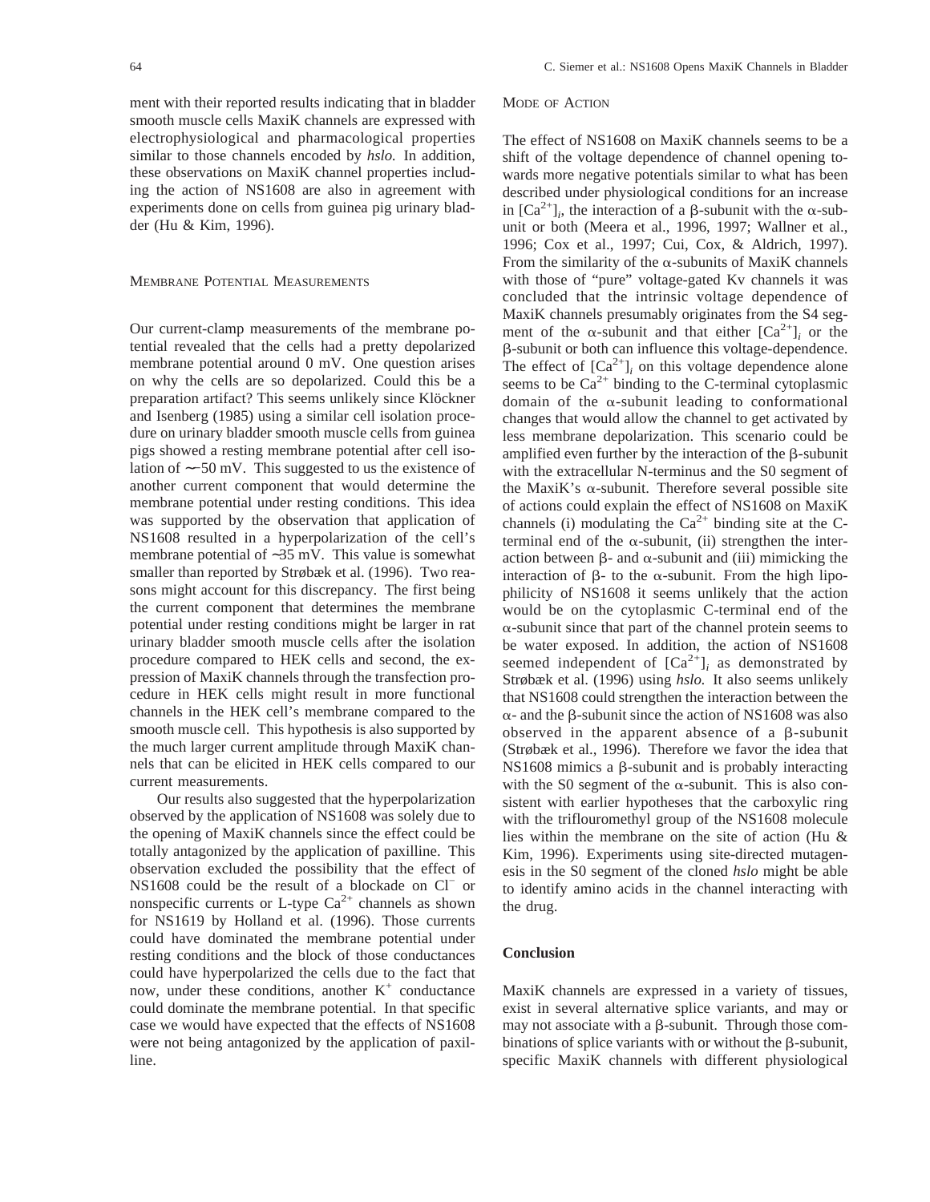ment with their reported results indicating that in bladder smooth muscle cells MaxiK channels are expressed with electrophysiological and pharmacological properties similar to those channels encoded by *hslo.* In addition, these observations on MaxiK channel properties including the action of NS1608 are also in agreement with experiments done on cells from guinea pig urinary bladder (Hu & Kim, 1996).

### Membrane Potential Measurements

Our current-clamp measurements of the membrane potential revealed that the cells had a pretty depolarized membrane potential around 0 mV. One question arises on why the cells are so depolarized. Could this be a preparation artifact? This seems unlikely since Klöckner and Isenberg (1985) using a similar cell isolation procedure on urinary bladder smooth muscle cells from guinea pigs showed a resting membrane potential after cell isolation of ∼−50 mV. This suggested to us the existence of another current component that would determine the membrane potential under resting conditions. This idea was supported by the observation that application of NS1608 resulted in a hyperpolarization of the cell's membrane potential of ∼35 mV. This value is somewhat smaller than reported by Strøbæk et al. (1996). Two reasons might account for this discrepancy. The first being the current component that determines the membrane potential under resting conditions might be larger in rat urinary bladder smooth muscle cells after the isolation procedure compared to HEK cells and second, the expression of MaxiK channels through the transfection procedure in HEK cells might result in more functional channels in the HEK cell's membrane compared to the smooth muscle cell. This hypothesis is also supported by the much larger current amplitude through MaxiK channels that can be elicited in HEK cells compared to our current measurements.

Our results also suggested that the hyperpolarization observed by the application of NS1608 was solely due to the opening of MaxiK channels since the effect could be totally antagonized by the application of paxilline. This observation excluded the possibility that the effect of NS1608 could be the result of a blockade on $Cl^-$ or nonspecific currents or L-type $Ca^{2+}$ channels as shown for NS1619 by Holland et al. (1996). Those currents could have dominated the membrane potential under resting conditions and the block of those conductances could have hyperpolarized the cells due to the fact that now, under these conditions, another $K^+$ conductance could dominate the membrane potential. In that specific case we would have expected that the effects of NS1608 were not being antagonized by the application of paxilline.

### Mode of Action

The effect of NS1608 on MaxiK channels seems to be a shift of the voltage dependence of channel opening towards more negative potentials similar to what has been described under physiological conditions for an increase in $[Ca^{2+}]_i$, the interaction of a β-subunit with the α-subunit or both (Meera et al., 1996, 1997; Wallner et al., 1996; Cox et al., 1997; Cui, Cox, & Aldrich, 1997). From the similarity of the α-subunits of MaxiK channels with those of "pure" voltage-gated Kv channels it was concluded that the intrinsic voltage dependence of MaxiK channels presumably originates from the S4 segment of the α-subunit and that either $[Ca^{2+}]_i$ or the β-subunit or both can influence this voltage-dependence. The effect of $[Ca^{2+}]_i$ on this voltage dependence alone seems to be $Ca^{2+}$ binding to the C-terminal cytoplasmic domain of the α-subunit leading to conformational changes that would allow the channel to get activated by less membrane depolarization. This scenario could be amplified even further by the interaction of the β-subunit with the extracellular N-terminus and the S0 segment of the MaxiK's α-subunit. Therefore several possible site of actions could explain the effect of NS1608 on MaxiK channels (i) modulating the $Ca^{2+}$ binding site at the C-terminal end of the α-subunit, (ii) strengthen the interaction between β- and α-subunit and (iii) mimicking the interaction of β- to the α-subunit. From the high lipophilicity of NS1608 it seems unlikely that the action would be on the cytoplasmic C-terminal end of the α-subunit since that part of the channel protein seems to be water exposed. In addition, the action of NS1608 seemed independent of $[Ca^{2+}]_i$ as demonstrated by Strøbæk et al. (1996) using *hslo.* It also seems unlikely that NS1608 could strengthen the interaction between the α- and the β-subunit since the action of NS1608 was also observed in the apparent absence of a β-subunit (Strøbæk et al., 1996). Therefore we favor the idea that NS1608 mimics a β-subunit and is probably interacting with the S0 segment of the α-subunit. This is also consistent with earlier hypotheses that the carboxylic ring with the triflouromethyl group of the NS1608 molecule lies within the membrane on the site of action (Hu & Kim, 1996). Experiments using site-directed mutagenesis in the S0 segment of the cloned *hslo* might be able to identify amino acids in the channel interacting with the drug.

## Conclusion

MaxiK channels are expressed in a variety of tissues, exist in several alternative splice variants, and may or may not associate with a β-subunit. Through those combinations of splice variants with or without the β-subunit, specific MaxiK channels with different physiological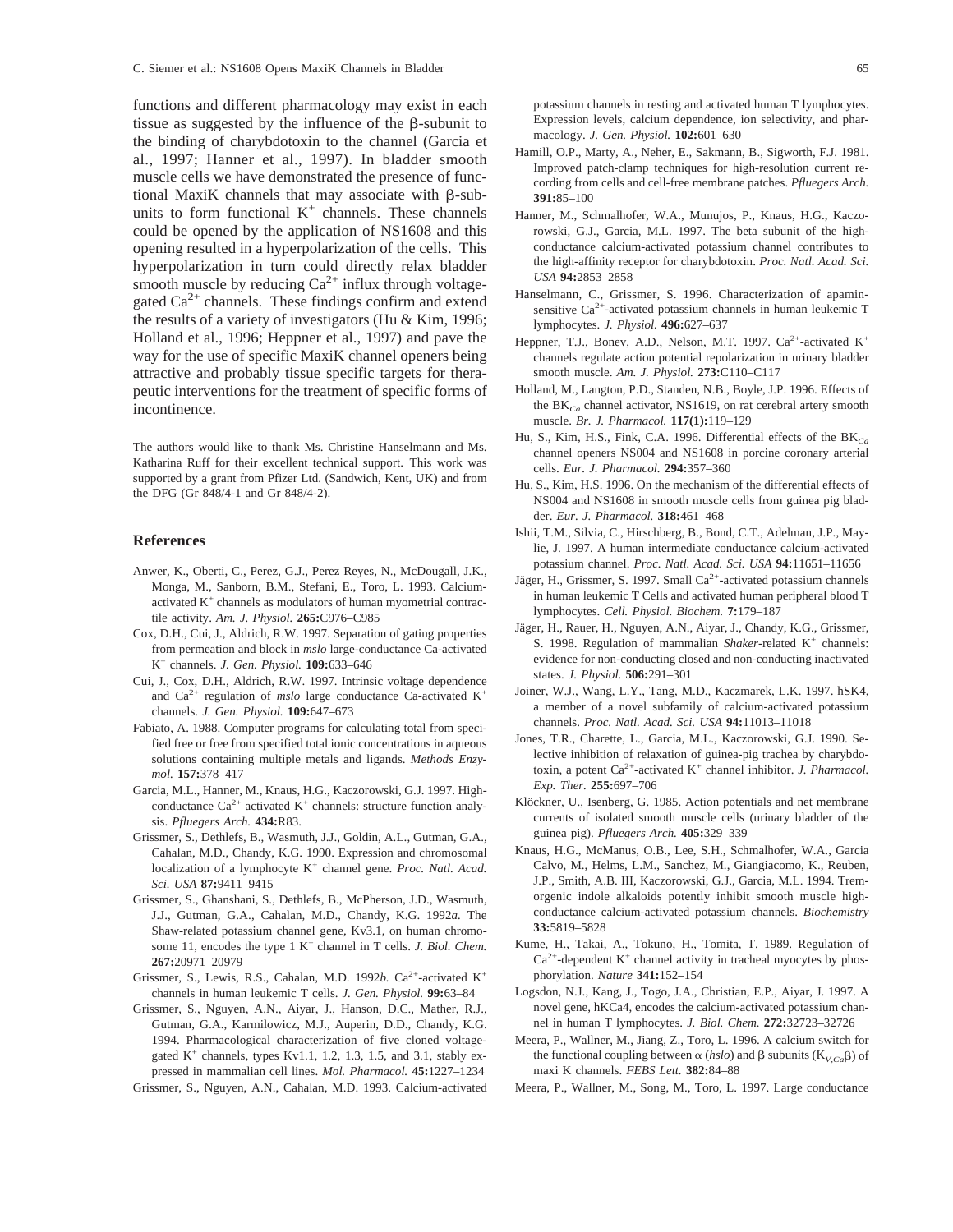functions and different pharmacology may exist in each tissue as suggested by the influence of the β-subunit to the binding of charybdotoxin to the channel (Garcia et al., 1997; Hanner et al., 1997). In bladder smooth muscle cells we have demonstrated the presence of functional MaxiK channels that may associate with β-subunits to form functional $K^+$ channels. These channels could be opened by the application of NS1608 and this opening resulted in a hyperpolarization of the cells. This hyperpolarization in turn could directly relax bladder smooth muscle by reducing $Ca^{2+}$ influx through voltage-gated $Ca^{2+}$ channels. These findings confirm and extend the results of a variety of investigators (Hu & Kim, 1996; Holland et al., 1996; Heppner et al., 1997) and pave the way for the use of specific MaxiK channel openers being attractive and probably tissue specific targets for therapeutic interventions for the treatment of specific forms of incontinence.

The authors would like to thank Ms. Christine Hanselmann and Ms. Katharina Ruff for their excellent technical support. This work was supported by a grant from Pfizer Ltd. (Sandwich, Kent, UK) and from the DFG (Gr 848/4-1 and Gr 848/4-2).

## References

Anwer, K., Oberti, C., Perez, G.J., Perez Reyes, N., McDougall, J.K., Monga, M., Sanborn, B.M., Stefani, E., Toro, L. 1993. Calcium-activated $K^+$ channels as modulators of human myometrial contractile activity. *Am. J. Physiol.* **265:**C976–C985

Cox, D.H., Cui, J., Aldrich, R.W. 1997. Separation of gating properties from permeation and block in *mslo* large-conductance Ca-activated $K^+$ channels. *J. Gen. Physiol.* **109:**633–646

Cui, J., Cox, D.H., Aldrich, R.W. 1997. Intrinsic voltage dependence and $Ca^{2+}$ regulation of *mslo* large conductance Ca-activated $K^+$ channels. *J. Gen. Physiol.* **109:**647–673

Fabiato, A. 1988. Computer programs for calculating total from specified free or free from specified total ionic concentrations in aqueous solutions containing multiple metals and ligands. *Methods Enzymol.* **157:**378–417

Garcia, M.L., Hanner, M., Knaus, H.G., Kaczorowski, G.J. 1997. High-conductance $Ca^{2+}$ activated $K^+$ channels: structure function analysis. *Pfluegers Arch.* **434:**R83.

Grissmer, S., Dethlefs, B., Wasmuth, J.J., Goldin, A.L., Gutman, G.A., Cahalan, M.D., Chandy, K.G. 1990. Expression and chromosomal localization of a lymphocyte $K^+$ channel gene. *Proc. Natl. Acad. Sci. USA* **87:**9411–9415

Grissmer, S., Ghanshani, S., Dethlefs, B., McPherson, J.D., Wasmuth, J.J., Gutman, G.A., Cahalan, M.D., Chandy, K.G. 1992*a.* The Shaw-related potassium channel gene, Kv3.1, on human chromosome 11, encodes the type 1 $K^+$ channel in T cells. *J. Biol. Chem.* **267:**20971–20979

Grissmer, S., Lewis, R.S., Cahalan, M.D. 1992*b.* $Ca^{2+}$-activated $K^+$ channels in human leukemic T cells. *J. Gen. Physiol.* **99:**63–84

Grissmer, S., Nguyen, A.N., Aiyar, J., Hanson, D.C., Mather, R.J., Gutman, G.A., Karmilowicz, M.J., Auperin, D.D., Chandy, K.G. 1994. Pharmacological characterization of five cloned voltage-gated $K^+$ channels, types Kv1.1, 1.2, 1.3, 1.5, and 3.1, stably expressed in mammalian cell lines. *Mol. Pharmacol.* **45:**1227–1234

Grissmer, S., Nguyen, A.N., Cahalan, M.D. 1993. Calcium-activated potassium channels in resting and activated human T lymphocytes. Expression levels, calcium dependence, ion selectivity, and pharmacology. *J. Gen. Physiol.* **102:**601–630

Hamill, O.P., Marty, A., Neher, E., Sakmann, B., Sigworth, F.J. 1981. Improved patch-clamp techniques for high-resolution current recording from cells and cell-free membrane patches. *Pfluegers Arch.* **391:**85–100

Hanner, M., Schmalhofer, W.A., Munujos, P., Knaus, H.G., Kaczorowski, G.J., Garcia, M.L. 1997. The beta subunit of the high-conductance calcium-activated potassium channel contributes to the high-affinity receptor for charybdotoxin. *Proc. Natl. Acad. Sci. USA* **94:**2853–2858

Hanselmann, C., Grissmer, S. 1996. Characterization of apamin-sensitive $Ca^{2+}$-activated potassium channels in human leukemic T lymphocytes. *J. Physiol.* **496:**627–637

Heppner, T.J., Bonev, A.D., Nelson, M.T. 1997. $Ca^{2+}$-activated $K^+$ channels regulate action potential repolarization in urinary bladder smooth muscle. *Am. J. Physiol.* **273:**C110–C117

Holland, M., Langton, P.D., Standen, N.B., Boyle, J.P. 1996. Effects of the $BK_{Ca}$ channel activator, NS1619, on rat cerebral artery smooth muscle. *Br. J. Pharmacol.* **117(1):**119–129

Hu, S., Kim, H.S., Fink, C.A. 1996. Differential effects of the $BK_{Ca}$ channel openers NS004 and NS1608 in porcine coronary arterial cells. *Eur. J. Pharmacol.* **294:**357–360

Hu, S., Kim, H.S. 1996. On the mechanism of the differential effects of NS004 and NS1608 in smooth muscle cells from guinea pig bladder. *Eur. J. Pharmacol.* **318:**461–468

Ishii, T.M., Silvia, C., Hirschberg, B., Bond, C.T., Adelman, J.P., Maylie, J. 1997. A human intermediate conductance calcium-activated potassium channel. *Proc. Natl. Acad. Sci. USA* **94:**11651–11656

Jäger, H., Grissmer, S. 1997. Small $Ca^{2+}$-activated potassium channels in human leukemic T Cells and activated human peripheral blood T lymphocytes. *Cell. Physiol. Biochem.* **7:**179–187

Jäger, H., Rauer, H., Nguyen, A.N., Aiyar, J., Chandy, K.G., Grissmer, S. 1998. Regulation of mammalian *Shaker*-related $K^+$ channels: evidence for non-conducting closed and non-conducting inactivated states. *J. Physiol.* **506:**291–301

Joiner, W.J., Wang, L.Y., Tang, M.D., Kaczmarek, L.K. 1997. hSK4, a member of a novel subfamily of calcium-activated potassium channels. *Proc. Natl. Acad. Sci. USA* **94:**11013–11018

Jones, T.R., Charette, L., Garcia, M.L., Kaczorowski, G.J. 1990. Selective inhibition of relaxation of guinea-pig trachea by charybdotoxin, a potent $Ca^{2+}$-activated $K^+$ channel inhibitor. *J. Pharmacol. Exp. Ther.* **255:**697–706

Klöckner, U., Isenberg, G. 1985. Action potentials and net membrane currents of isolated smooth muscle cells (urinary bladder of the guinea pig). *Pfluegers Arch.* **405:**329–339

Knaus, H.G., McManus, O.B., Lee, S.H., Schmalhofer, W.A., Garcia Calvo, M., Helms, L.M., Sanchez, M., Giangiacomo, K., Reuben, J.P., Smith, A.B. III, Kaczorowski, G.J., Garcia, M.L. 1994. Tremorgenic indole alkaloids potently inhibit smooth muscle high-conductance calcium-activated potassium channels. *Biochemistry* **33:**5819–5828

Kume, H., Takai, A., Tokuno, H., Tomita, T. 1989. Regulation of $Ca^{2+}$-dependent $K^+$ channel activity in tracheal myocytes by phosphorylation. *Nature* **341:**152–154

Logsdon, N.J., Kang, J., Togo, J.A., Christian, E.P., Aiyar, J. 1997. A novel gene, hKCa4, encodes the calcium-activated potassium channel in human T lymphocytes. *J. Biol. Chem.* **272:**32723–32726

Meera, P., Wallner, M., Jiang, Z., Toro, L. 1996. A calcium switch for the functional coupling between α (*hslo*) and β subunits ($K_{V,Ca}$β) of maxi K channels. *FEBS Lett.* **382:**84–88

Meera, P., Wallner, M., Song, M., Toro, L. 1997. Large conductance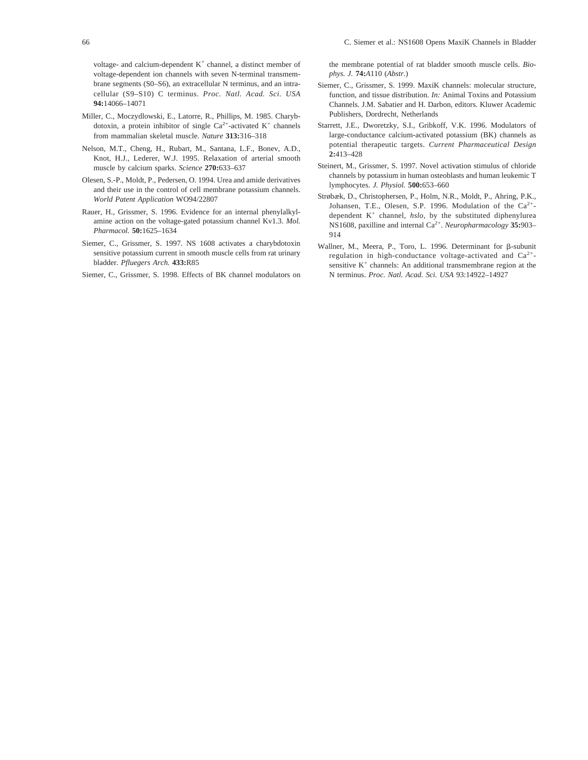voltage- and calcium-dependent $K^+$ channel, a distinct member of voltage-dependent ion channels with seven N-terminal transmembrane segments (S0–S6), an extracellular N terminus, and an intracellular (S9–S10) C terminus. *Proc. Natl. Acad. Sci. USA* **94:**14066–14071

Miller, C., Moczydlowski, E., Latorre, R., Phillips, M. 1985. Charybdotoxin, a protein inhibitor of single $Ca^{2+}$-activated $K^+$ channels from mammalian skeletal muscle. *Nature* **313:**316–318

Nelson, M.T., Cheng, H., Rubart, M., Santana, L.F., Bonev, A.D., Knot, H.J., Lederer, W.J. 1995. Relaxation of arterial smooth muscle by calcium sparks. *Science* **270:**633–637

Olesen, S.-P., Moldt, P., Pedersen, O. 1994. Urea and amide derivatives and their use in the control of cell membrane potassium channels. *World Patent Application* WO94/22807

Rauer, H., Grissmer, S. 1996. Evidence for an internal phenylalkylamine action on the voltage-gated potassium channel Kv1.3. *Mol. Pharmacol.* **50:**1625–1634

Siemer, C., Grissmer, S. 1997. NS 1608 activates a charybdotoxin sensitive potassium current in smooth muscle cells from rat urinary bladder. *Pfluegers Arch.* **433:**R85

Siemer, C., Grissmer, S. 1998. Effects of BK channel modulators on the membrane potential of rat bladder smooth muscle cells. *Biophys. J.* **74:**A110 (*Abstr.*)

Siemer, C., Grissmer, S. 1999. MaxiK channels: molecular structure, function, and tissue distribution. *In:* Animal Toxins and Potassium Channels. J.M. Sabatier and H. Darbon, editors. Kluwer Academic Publishers, Dordrecht, Netherlands

Starrett, J.E., Dworetzky, S.I., Gribkoff, V.K. 1996. Modulators of large-conductance calcium-activated potassium (BK) channels as potential therapeutic targets. *Current Pharmaceutical Design* **2:**413–428

Steinert, M., Grissmer, S. 1997. Novel activation stimulus of chloride channels by potassium in human osteoblasts and human leukemic T lymphocytes. *J. Physiol.* **500:**653–660

Strøbæk, D., Christophersen, P., Holm, N.R., Moldt, P., Ahring, P.K., Johansen, T.E., Olesen, S.P. 1996. Modulation of the $Ca^{2+}$-dependent $K^+$ channel, *hslo,* by the substituted diphenylurea NS1608, paxilline and internal $Ca^{2+}$. *Neuropharmacology* **35:**903–914

Wallner, M., Meera, P., Toro, L. 1996. Determinant for β-subunit regulation in high-conductance voltage-activated and $Ca^{2+}$-sensitive $K^+$ channels: An additional transmembrane region at the N terminus. *Proc. Natl. Acad. Sci. USA* 93:14922–14927